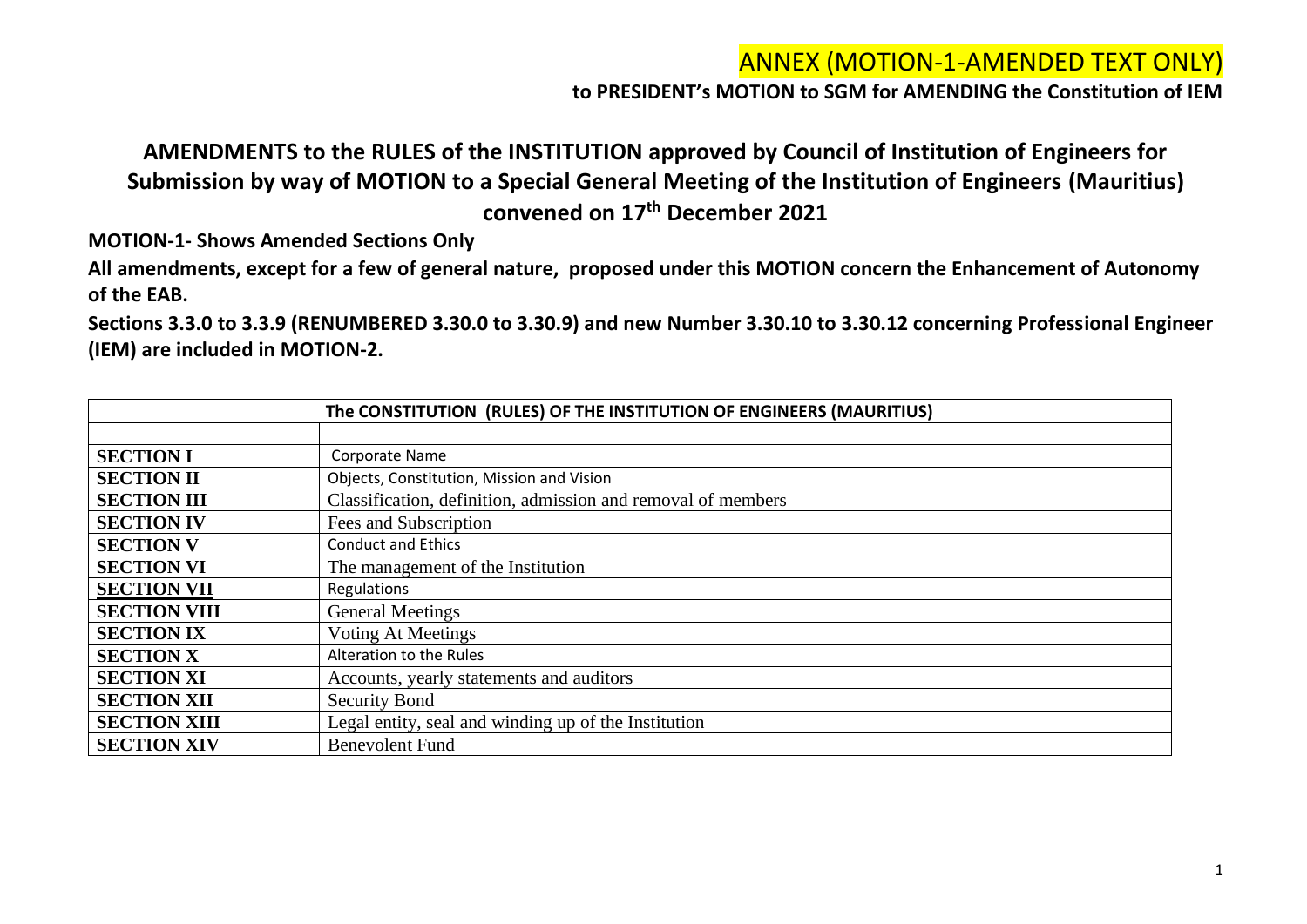# ANNEX (MOTION-1-AMENDED TEXT ONLY)

**to PRESIDENT's MOTION to SGM for AMENDING the Constitution of IEM**

## AMENDMENTS to the RULES of the INSTITUTION approved by Council of Institution of Engineers for Submission by way of MOTION to a Special General Meeting of the Institution of Engineers (Mauritius) convened on 17th December 2021

**MOTION-1- Shows Amended Sections Only**

**All amendments, except for a few of general nature, proposed under this MOTION concern the Enhancement of Autonomy of the EAB.**

**Sections 3.3.0 to 3.3.9 (RENUMBERED 3.30.0 to 3.30.9) and new Number 3.30.10 to 3.30.12 concerning Professional Engineer (IEM) are included in MOTION-2.**

| The CONSTITUTION (RULES) OF THE INSTITUTION OF ENGINEERS (MAURITIUS) | |
|---|---|
| | |
| **SECTION I** | Corporate Name |
| **SECTION II** | Objects, Constitution, Mission and Vision |
| **SECTION III** | Classification, definition, admission and removal of members |
| **SECTION IV** | Fees and Subscription |
| **SECTION V** | Conduct and Ethics |
| **SECTION VI** | The management of the Institution |
| **SECTION VII** | Regulations |
| **SECTION VIII** | General Meetings |
| **SECTION IX** | Voting At Meetings |
| **SECTION X** | Alteration to the Rules |
| **SECTION XI** | Accounts, yearly statements and auditors |
| **SECTION XII** | Security Bond |
| **SECTION XIII** | Legal entity, seal and winding up of the Institution |
| **SECTION XIV** | Benevolent Fund |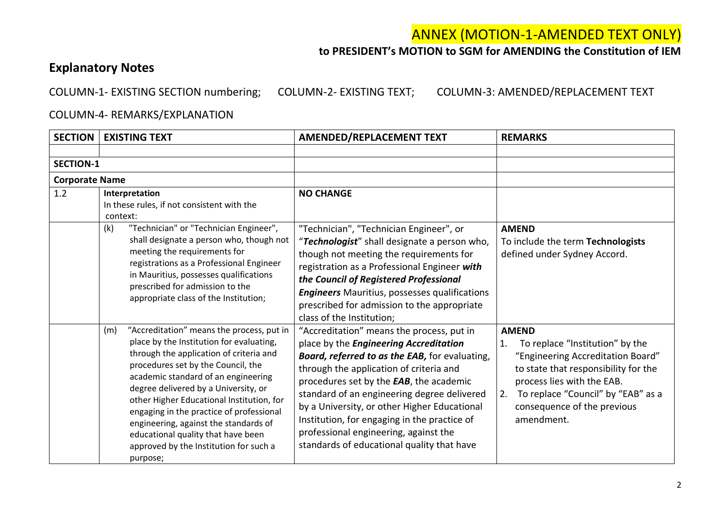# ANNEX (MOTION-1-AMENDED TEXT ONLY)

**to PRESIDENT's MOTION to SGM for AMENDING the Constitution of IEM**

## Explanatory Notes

COLUMN-1- EXISTING SECTION numbering; COLUMN-2- EXISTING TEXT; COLUMN-3: AMENDED/REPLACEMENT TEXT

COLUMN-4- REMARKS/EXPLANATION

| SECTION | EXISTING TEXT | AMENDED/REPLACEMENT TEXT | REMARKS |
|---|---|---|---|
| | | | |
| **SECTION-1** | | | |
| **Corporate Name** | | | |
| 1.2 | **Interpretation**<br>In these rules, if not consistent with the context: | **NO CHANGE** | |
| | (k) "Technician" or "Technician Engineer", shall designate a person who, though not meeting the requirements for registrations as a Professional Engineer in Mauritius, possesses qualifications prescribed for admission to the appropriate class of the Institution; | "Technician", "Technician Engineer", or "***Technologist***" shall designate a person who, though not meeting the requirements for registration as a Professional Engineer ***with the Council of Registered Professional Engineers*** Mauritius, possesses qualifications prescribed for admission to the appropriate class of the Institution; | **AMEND**<br>To include the term **Technologists** defined under Sydney Accord. |
| | (m) "Accreditation" means the process, put in place by the Institution for evaluating, through the application of criteria and procedures set by the Council, the academic standard of an engineering degree delivered by a University, or other Higher Educational Institution, for engaging in the practice of professional engineering, against the standards of educational quality that have been approved by the Institution for such a purpose; | "Accreditation" means the process, put in place by the ***Engineering Accreditation Board, referred to as the EAB,*** for evaluating, through the application of criteria and procedures set by the ***EAB***, the academic standard of an engineering degree delivered by a University, or other Higher Educational Institution, for engaging in the practice of professional engineering, against the standards of educational quality that have | **AMEND**<br>1. To replace "Institution" by the "Engineering Accreditation Board" to state that responsibility for the process lies with the EAB.<br>2. To replace "Council" by "EAB" as a consequence of the previous amendment. |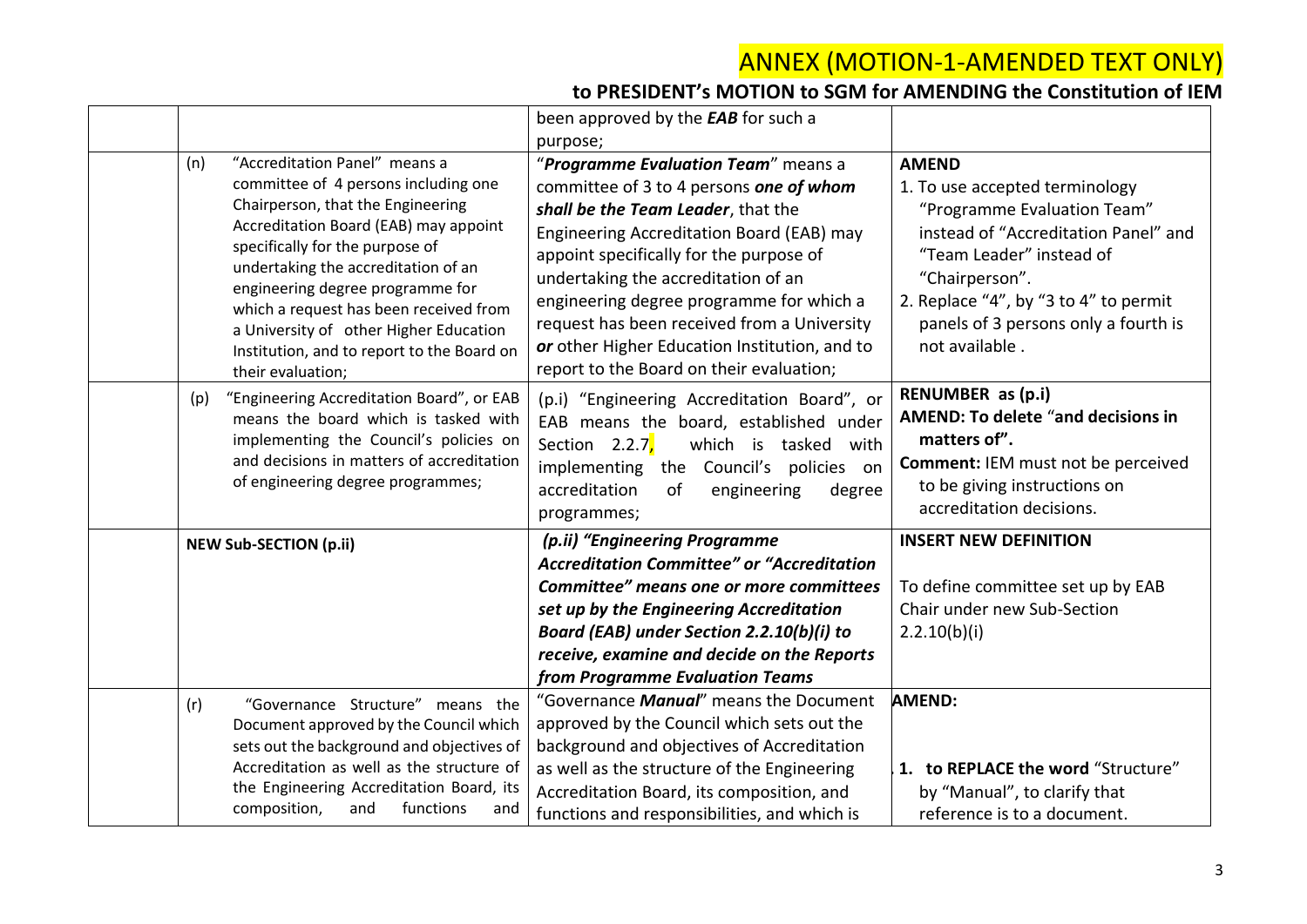# ANNEX (MOTION-1-AMENDED TEXT ONLY)

## to PRESIDENT's MOTION to SGM for AMENDING the Constitution of IEM

| | | | |
|---|---|---|---|
| | | been approved by the ***EAB*** for such a purpose; | |
| | (n) "Accreditation Panel" means a committee of 4 persons including one Chairperson, that the Engineering Accreditation Board (EAB) may appoint specifically for the purpose of undertaking the accreditation of an engineering degree programme for which a request has been received from a University of other Higher Education Institution, and to report to the Board on their evaluation; | "***Programme Evaluation Team***" means a committee of 3 to 4 persons ***one of whom shall be the Team Leader***, that the Engineering Accreditation Board (EAB) may appoint specifically for the purpose of undertaking the accreditation of an engineering degree programme for which a request has been received from a University ***or*** other Higher Education Institution, and to report to the Board on their evaluation; | **AMEND**<br>1. To use accepted terminology "Programme Evaluation Team" instead of "Accreditation Panel" and "Team Leader" instead of "Chairperson".<br>2. Replace "4", by "3 to 4" to permit panels of 3 persons only a fourth is not available . |
| | (p) "Engineering Accreditation Board", or EAB means the board which is tasked with implementing the Council's policies on and decisions in matters of accreditation of engineering degree programmes; | (p.i) "Engineering Accreditation Board", or EAB means the board, established under Section 2.2.7, which is tasked with implementing the Council's policies on accreditation of engineering degree programmes; | **RENUMBER as (p.i)**<br>**AMEND: To delete "and decisions in matters of".**<br>**Comment:** IEM must not be perceived to be giving instructions on accreditation decisions. |
| | **NEW Sub-SECTION (p.ii)** | ***(p.ii) "Engineering Programme Accreditation Committee" or "Accreditation Committee" means one or more committees set up by the Engineering Accreditation Board (EAB) under Section 2.2.10(b)(i) to receive, examine and decide on the Reports from Programme Evaluation Teams*** | **INSERT NEW DEFINITION**<br><br>To define committee set up by EAB Chair under new Sub-Section 2.2.10(b)(i) |
| | (r) "Governance Structure" means the Document approved by the Council which sets out the background and objectives of Accreditation as well as the structure of the Engineering Accreditation Board, its composition, and functions and | "Governance ***Manual***" means the Document approved by the Council which sets out the background and objectives of Accreditation as well as the structure of the Engineering Accreditation Board, its composition, and functions and responsibilities, and which is | **AMEND:**<br><br>**1. to REPLACE the word** "Structure" by "Manual", to clarify that reference is to a document. |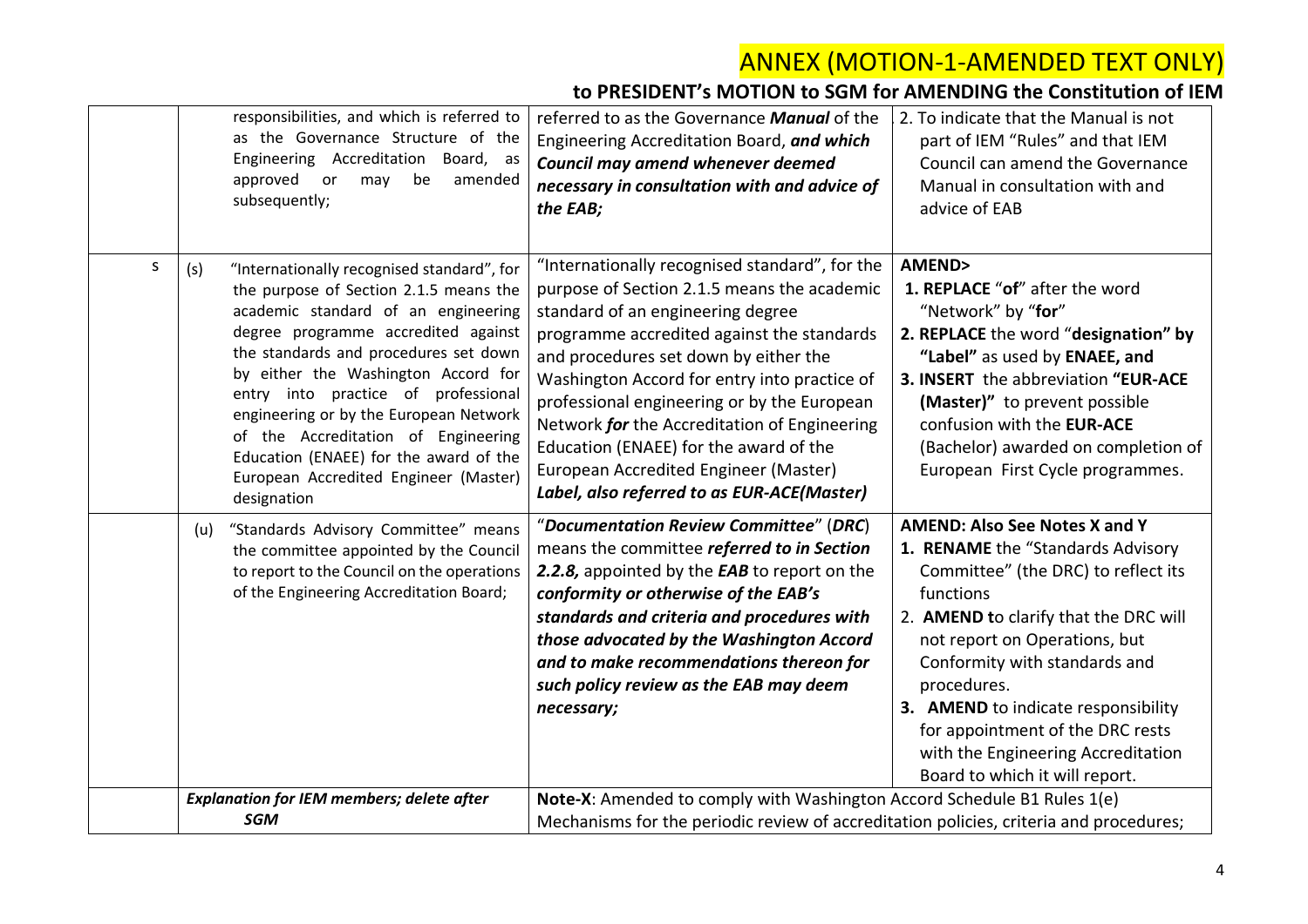# ANNEX (MOTION-1-AMENDED TEXT ONLY)

## to PRESIDENT's MOTION to SGM for AMENDING the Constitution of IEM

| | | | |
|---|---|---|---|
| | responsibilities, and which is referred to as the Governance Structure of the Engineering Accreditation Board, as approved or may be amended subsequently; | referred to as the Governance ***Manual*** of the Engineering Accreditation Board, ***and which Council may amend whenever deemed necessary in consultation with and advice of the EAB;*** | 2. To indicate that the Manual is not part of IEM "Rules" and that IEM Council can amend the Governance Manual in consultation with and advice of EAB |
| S | (s) "Internationally recognised standard", for the purpose of Section 2.1.5 means the academic standard of an engineering degree programme accredited against the standards and procedures set down by either the Washington Accord for entry into practice of professional engineering or by the European Network of the Accreditation of Engineering Education (ENAEE) for the award of the European Accredited Engineer (Master) designation | "Internationally recognised standard", for the purpose of Section 2.1.5 means the academic standard of an engineering degree programme accredited against the standards and procedures set down by either the Washington Accord for entry into practice of professional engineering or by the European Network ***for*** the Accreditation of Engineering Education (ENAEE) for the award of the European Accredited Engineer (Master) ***Label, also referred to as EUR-ACE(Master)*** | **AMEND>**<br>**1. REPLACE** "**of**" after the word "Network" by "**for**"<br>**2. REPLACE** the word "**designation" by "Label"** as used by **ENAEE, and**<br>**3. INSERT** the abbreviation **"EUR-ACE (Master)"** to prevent possible confusion with the **EUR-ACE** (Bachelor) awarded on completion of European First Cycle programmes. |
| | (u) "Standards Advisory Committee" means the committee appointed by the Council to report to the Council on the operations of the Engineering Accreditation Board; | "***Documentation Review Committee***" (***DRC***) means the committee ***referred to in Section 2.2.8,*** appointed by the ***EAB*** to report on the ***conformity or otherwise of the EAB's standards and criteria and procedures with those advocated by the Washington Accord and to make recommendations thereon for such policy review as the EAB may deem necessary;*** | **AMEND: Also See Notes X and Y**<br>1. **RENAME** the "Standards Advisory Committee" (the DRC) to reflect its functions<br>2. **AMEND t**o clarify that the DRC will not report on Operations, but Conformity with standards and procedures.<br>3. **AMEND** to indicate responsibility for appointment of the DRC rests with the Engineering Accreditation Board to which it will report. |
| | ***Explanation for IEM members; delete after SGM*** | **Note-X**: Amended to comply with Washington Accord Schedule B1 Rules 1(e) Mechanisms for the periodic review of accreditation policies, criteria and procedures; | |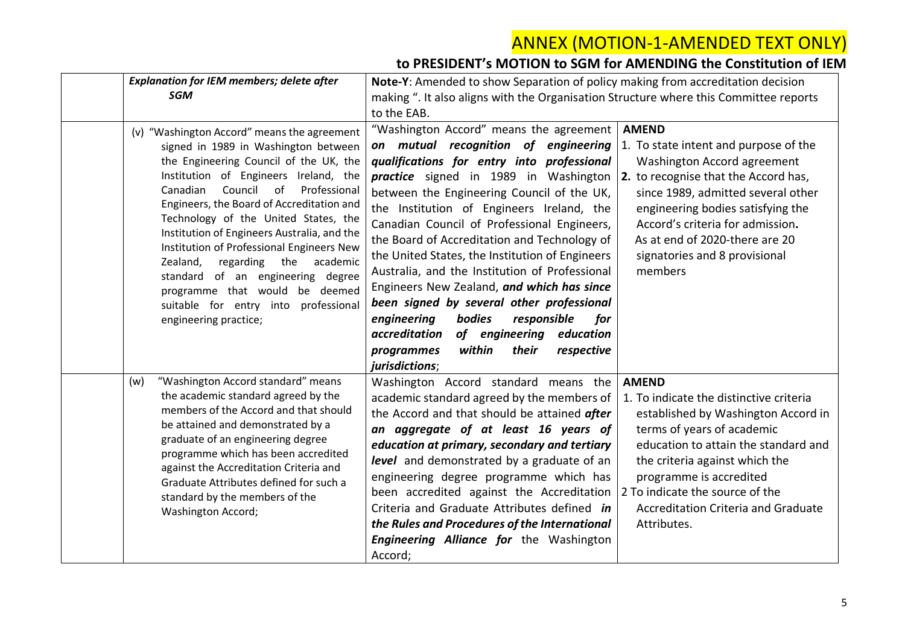# ANNEX (MOTION-1-AMENDED TEXT ONLY)

## to PRESIDENT's MOTION to SGM for AMENDING the Constitution of IEM

| | | | |
|---|---|---|---|
| | ***Explanation for IEM members; delete after SGM*** | **Note-Y**: Amended to show Separation of policy making from accreditation decision making ". It also aligns with the Organisation Structure where this Committee reports to the EAB. | |
| | (v) "Washington Accord" means the agreement signed in 1989 in Washington between the Engineering Council of the UK, the Institution of Engineers Ireland, the Canadian Council of Professional Engineers, the Board of Accreditation and Technology of the United States, the Institution of Engineers Australia, and the Institution of Professional Engineers New Zealand, regarding the academic standard of an engineering degree programme that would be deemed suitable for entry into professional engineering practice; | "Washington Accord" means the agreement ***on mutual recognition of engineering qualifications for entry into professional practice*** signed in 1989 in Washington between the Engineering Council of the UK, the Institution of Engineers Ireland, the Canadian Council of Professional Engineers, the Board of Accreditation and Technology of the United States, the Institution of Engineers Australia, and the Institution of Professional Engineers New Zealand, ***and which has since been signed by several other professional engineering bodies responsible for accreditation of engineering education programmes within their respective jurisdictions***; | **AMEND**<br>1. To state intent and purpose of the Washington Accord agreement<br>**2.** to recognise that the Accord has, since 1989, admitted several other engineering bodies satisfying the Accord's criteria for admission**.** As at end of 2020-there are 20 signatories and 8 provisional members |
| | (w) "Washington Accord standard" means the academic standard agreed by the members of the Accord and that should be attained and demonstrated by a graduate of an engineering degree programme which has been accredited against the Accreditation Criteria and Graduate Attributes defined for such a standard by the members of the Washington Accord; | Washington Accord standard means the academic standard agreed by the members of the Accord and that should be attained ***after an aggregate of at least 16 years of education at primary, secondary and tertiary level*** and demonstrated by a graduate of an engineering degree programme which has been accredited against the Accreditation Criteria and Graduate Attributes defined ***in the Rules and Procedures of the International Engineering Alliance for*** the Washington Accord; | **AMEND**<br>1. To indicate the distinctive criteria established by Washington Accord in terms of years of academic education to attain the standard and the criteria against which the programme is accredited<br>2 To indicate the source of the Accreditation Criteria and Graduate Attributes. |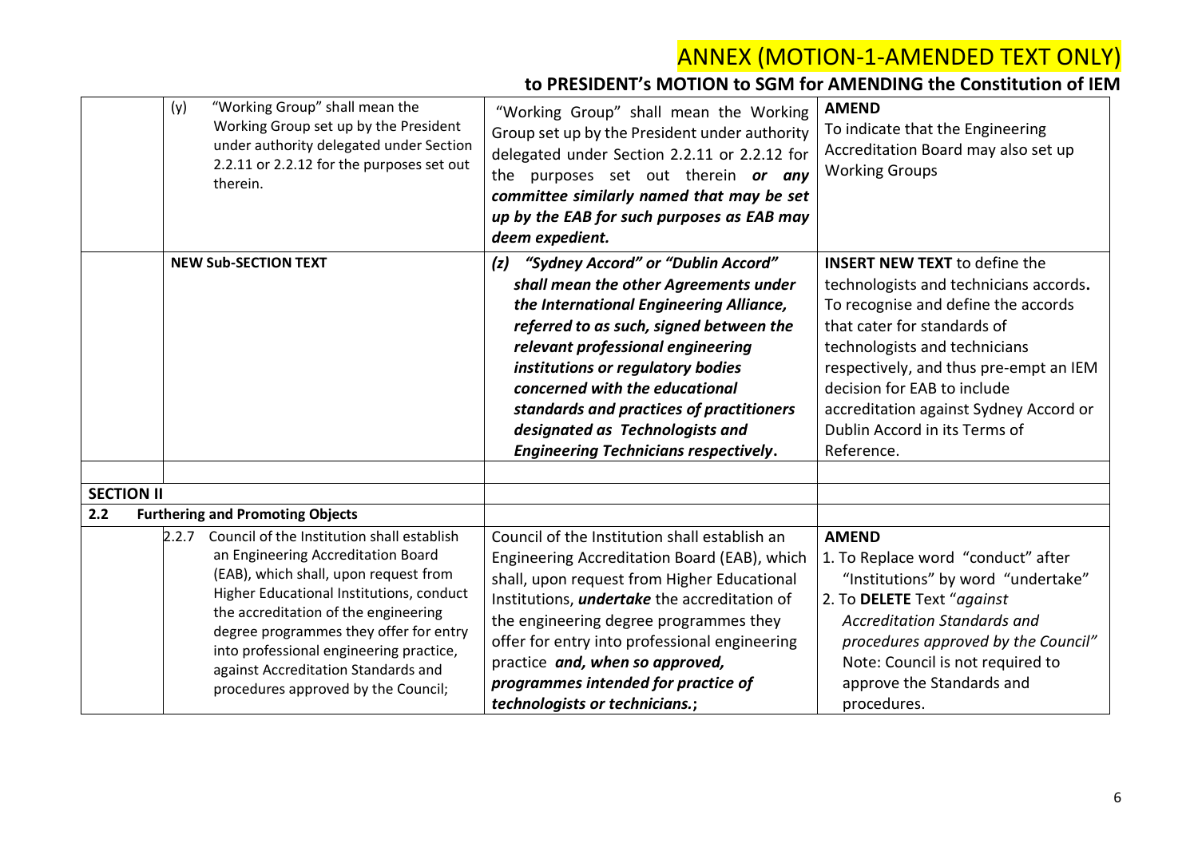# ANNEX (MOTION-1-AMENDED TEXT ONLY)

## to PRESIDENT's MOTION to SGM for AMENDING the Constitution of IEM

| | | | |
|---|---|---|---|
| | (y) "Working Group" shall mean the Working Group set up by the President under authority delegated under Section 2.2.11 or 2.2.12 for the purposes set out therein. | "Working Group" shall mean the Working Group set up by the President under authority delegated under Section 2.2.11 or 2.2.12 for the purposes set out therein ***or any committee similarly named that may be set up by the EAB for such purposes as EAB may deem expedient.*** | **AMEND**<br>To indicate that the Engineering Accreditation Board may also set up Working Groups |
| | **NEW Sub-SECTION TEXT** | ***(z) "Sydney Accord" or "Dublin Accord" shall mean the other Agreements under the International Engineering Alliance, referred to as such, signed between the relevant professional engineering institutions or regulatory bodies concerned with the educational standards and practices of practitioners designated as Technologists and Engineering Technicians respectively.*** | **INSERT NEW TEXT** to define the technologists and technicians accords**.** To recognise and define the accords that cater for standards of technologists and technicians respectively, and thus pre-empt an IEM decision for EAB to include accreditation against Sydney Accord or Dublin Accord in its Terms of Reference. |
| | | | |
| **SECTION II** | | | |
| **2.2** | **Furthering and Promoting Objects** | | |
| | 2.2.7 Council of the Institution shall establish an Engineering Accreditation Board (EAB), which shall, upon request from Higher Educational Institutions, conduct the accreditation of the engineering degree programmes they offer for entry into professional engineering practice, against Accreditation Standards and procedures approved by the Council; | Council of the Institution shall establish an Engineering Accreditation Board (EAB), which shall, upon request from Higher Educational Institutions, ***undertake*** the accreditation of the engineering degree programmes they offer for entry into professional engineering practice ***and, when so approved, programmes intended for practice of technologists or technicians.*;** | **AMEND**<br>1. To Replace word "conduct" after "Institutions" by word "undertake"<br>2. To **DELETE** Text "*against Accreditation Standards and procedures approved by the Council*"<br>Note: Council is not required to approve the Standards and procedures. |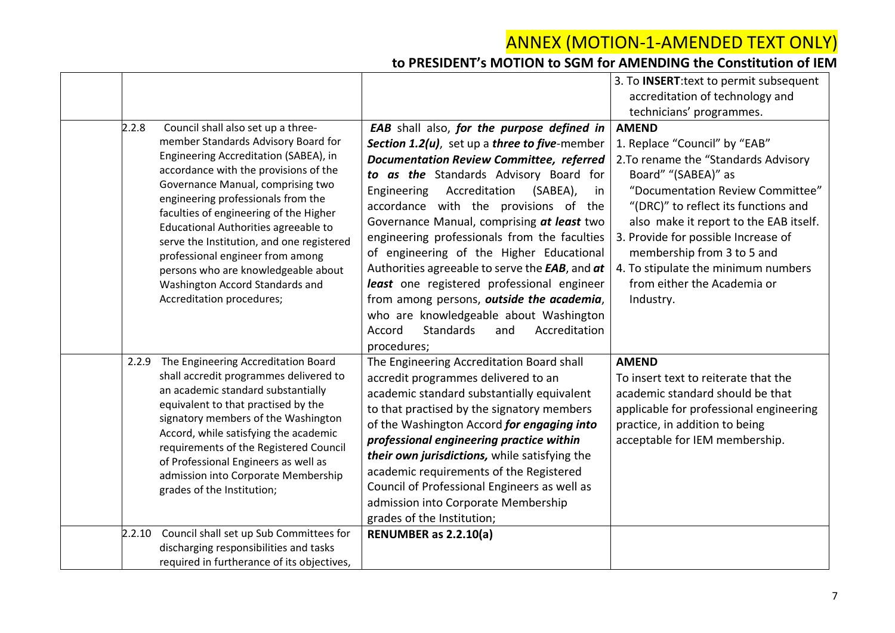# ANNEX (MOTION-1-AMENDED TEXT ONLY)

## to PRESIDENT's MOTION to SGM for AMENDING the Constitution of IEM

| | | | |
|---|---|---|---|
| | | | 3. To **INSERT**:text to permit subsequent accreditation of technology and technicians' programmes. |
| | 2.2.8 Council shall also set up a three-member Standards Advisory Board for Engineering Accreditation (SABEA), in accordance with the provisions of the Governance Manual, comprising two engineering professionals from the faculties of engineering of the Higher Educational Authorities agreeable to serve the Institution, and one registered professional engineer from among persons who are knowledgeable about Washington Accord Standards and Accreditation procedures; | ***EAB*** shall also, ***for the purpose defined in Section 1.2(u)***, set up a ***three to five***-member ***Documentation Review Committee, referred to as the*** Standards Advisory Board for Engineering Accreditation (SABEA), in accordance with the provisions of the Governance Manual, comprising ***at least*** two engineering professionals from the faculties of engineering of the Higher Educational Authorities agreeable to serve the ***EAB***, and ***at least*** one registered professional engineer from among persons, ***outside the academia***, who are knowledgeable about Washington Accord Standards and Accreditation procedures; | **AMEND**<br>1. Replace "Council" by "EAB"<br>2.To rename the "Standards Advisory Board" "(SABEA)" as "Documentation Review Committee" "(DRC)" to reflect its functions and also make it report to the EAB itself.<br>3. Provide for possible Increase of membership from 3 to 5 and<br>4. To stipulate the minimum numbers from either the Academia or Industry. |
| | 2.2.9 The Engineering Accreditation Board shall accredit programmes delivered to an academic standard substantially equivalent to that practised by the signatory members of the Washington Accord, while satisfying the academic requirements of the Registered Council of Professional Engineers as well as admission into Corporate Membership grades of the Institution; | The Engineering Accreditation Board shall accredit programmes delivered to an academic standard substantially equivalent to that practised by the signatory members of the Washington Accord ***for engaging into professional engineering practice within their own jurisdictions,*** while satisfying the academic requirements of the Registered Council of Professional Engineers as well as admission into Corporate Membership grades of the Institution; | **AMEND**<br>To insert text to reiterate that the academic standard should be that applicable for professional engineering practice, in addition to being acceptable for IEM membership. |
| | 2.2.10 Council shall set up Sub Committees for discharging responsibilities and tasks required in furtherance of its objectives, | **RENUMBER as 2.2.10(a)** | |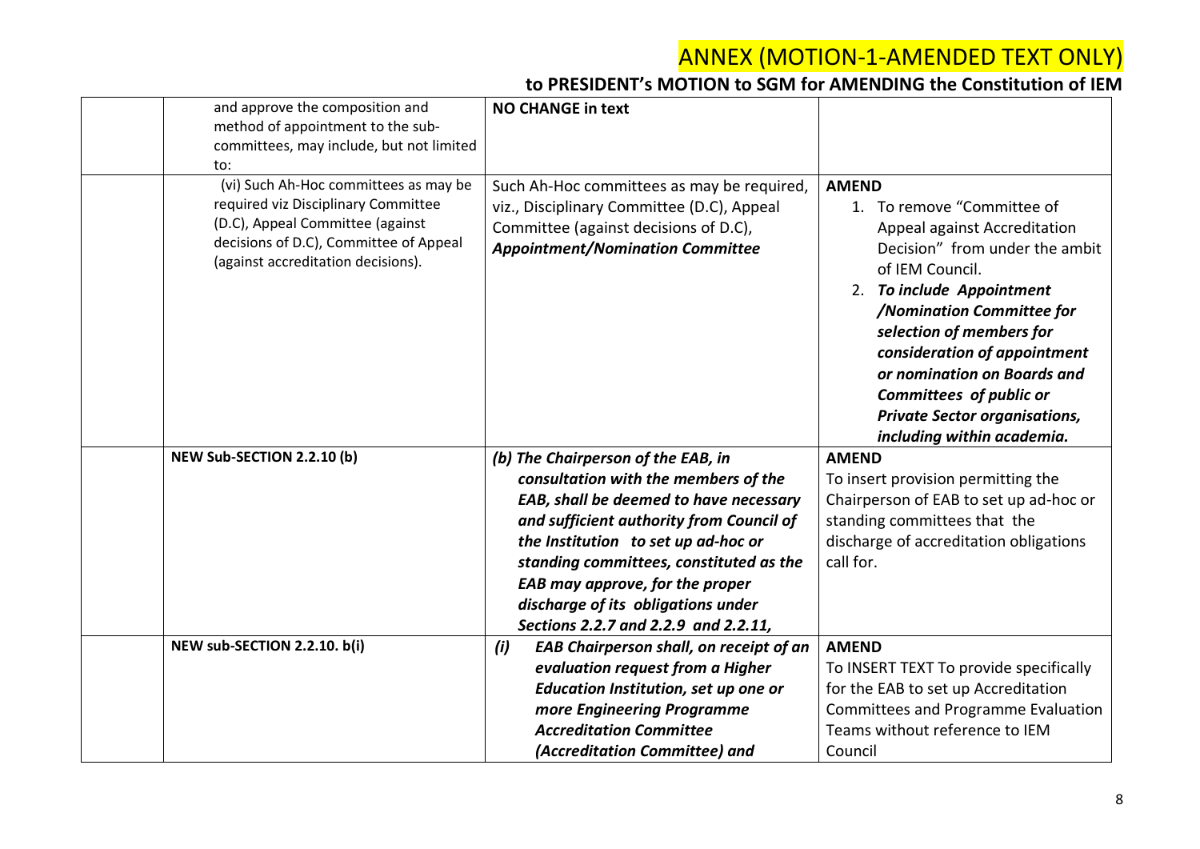# ANNEX (MOTION-1-AMENDED TEXT ONLY)

## to PRESIDENT's MOTION to SGM for AMENDING the Constitution of IEM

| | | | |
|---|---|---|---|
| | and approve the composition and method of appointment to the sub-committees, may include, but not limited to: | **NO CHANGE in text** | |
| | (vi) Such Ah-Hoc committees as may be required viz Disciplinary Committee (D.C), Appeal Committee (against decisions of D.C), Committee of Appeal (against accreditation decisions). | Such Ah-Hoc committees as may be required, viz., Disciplinary Committee (D.C), Appeal Committee (against decisions of D.C), ***Appointment/Nomination Committee*** | **AMEND**<br>1. To remove "Committee of Appeal against Accreditation Decision" from under the ambit of IEM Council.<br>2. ***To include Appointment /Nomination Committee for selection of members for consideration of appointment or nomination on Boards and Committees of public or Private Sector organisations, including within academia.*** |
| | **NEW Sub-SECTION 2.2.10 (b)** | ***(b) The Chairperson of the EAB, in consultation with the members of the EAB, shall be deemed to have necessary and sufficient authority from Council of the Institution to set up ad-hoc or standing committees, constituted as the EAB may approve, for the proper discharge of its obligations under Sections 2.2.7 and 2.2.9 and 2.2.11,*** | **AMEND**<br>To insert provision permitting the Chairperson of EAB to set up ad-hoc or standing committees that the discharge of accreditation obligations call for. |
| | **NEW sub-SECTION 2.2.10. b(i)** | ***(i) EAB Chairperson shall, on receipt of an evaluation request from a Higher Education Institution, set up one or more Engineering Programme Accreditation Committee (Accreditation Committee) and*** | **AMEND**<br>To INSERT TEXT To provide specifically for the EAB to set up Accreditation Committees and Programme Evaluation Teams without reference to IEM Council |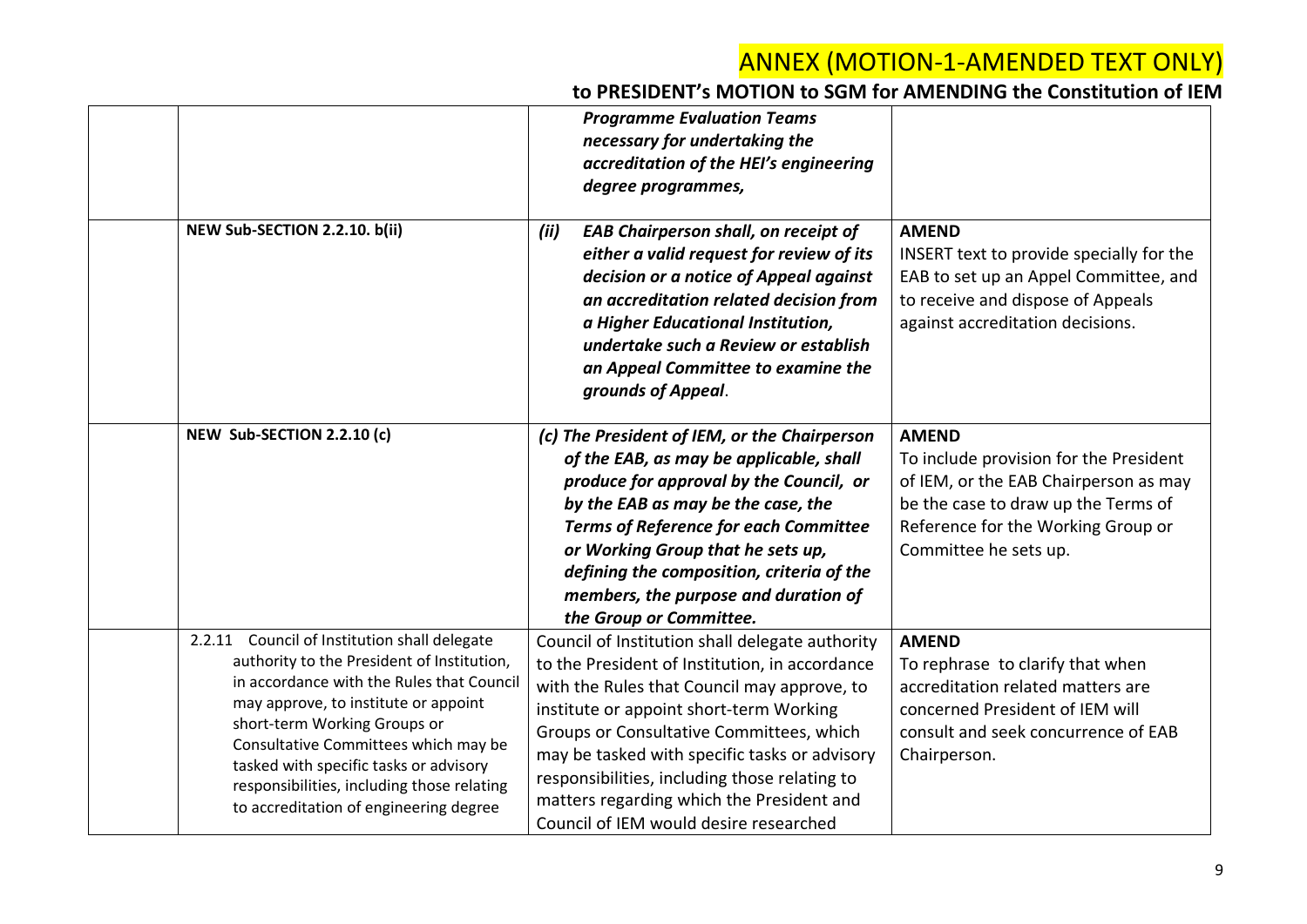# ANNEX (MOTION-1-AMENDED TEXT ONLY)

## to PRESIDENT's MOTION to SGM for AMENDING the Constitution of IEM

| | | | |
|---|---|---|---|
| | | ***Programme Evaluation Teams necessary for undertaking the accreditation of the HEI's engineering degree programmes,*** | |
| | **NEW Sub-SECTION 2.2.10. b(ii)** | *(ii)* ***EAB Chairperson shall, on receipt of either a valid request for review of its decision or a notice of Appeal against an accreditation related decision from a Higher Educational Institution, undertake such a Review or establish an Appeal Committee to examine the grounds of Appeal***. | **AMEND** INSERT text to provide specially for the EAB to set up an Appel Committee, and to receive and dispose of Appeals against accreditation decisions. |
| | **NEW Sub-SECTION 2.2.10 (c)** | ***(c) The President of IEM, or the Chairperson of the EAB, as may be applicable, shall produce for approval by the Council, or by the EAB as may be the case, the Terms of Reference for each Committee or Working Group that he sets up, defining the composition, criteria of the members, the purpose and duration of the Group or Committee.*** | **AMEND** To include provision for the President of IEM, or the EAB Chairperson as may be the case to draw up the Terms of Reference for the Working Group or Committee he sets up. |
| | 2.2.11 Council of Institution shall delegate authority to the President of Institution, in accordance with the Rules that Council may approve, to institute or appoint short-term Working Groups or Consultative Committees which may be tasked with specific tasks or advisory responsibilities, including those relating to accreditation of engineering degree | Council of Institution shall delegate authority to the President of Institution, in accordance with the Rules that Council may approve, to institute or appoint short-term Working Groups or Consultative Committees, which may be tasked with specific tasks or advisory responsibilities, including those relating to matters regarding which the President and Council of IEM would desire researched | **AMEND** To rephrase to clarify that when accreditation related matters are concerned President of IEM will consult and seek concurrence of EAB Chairperson. |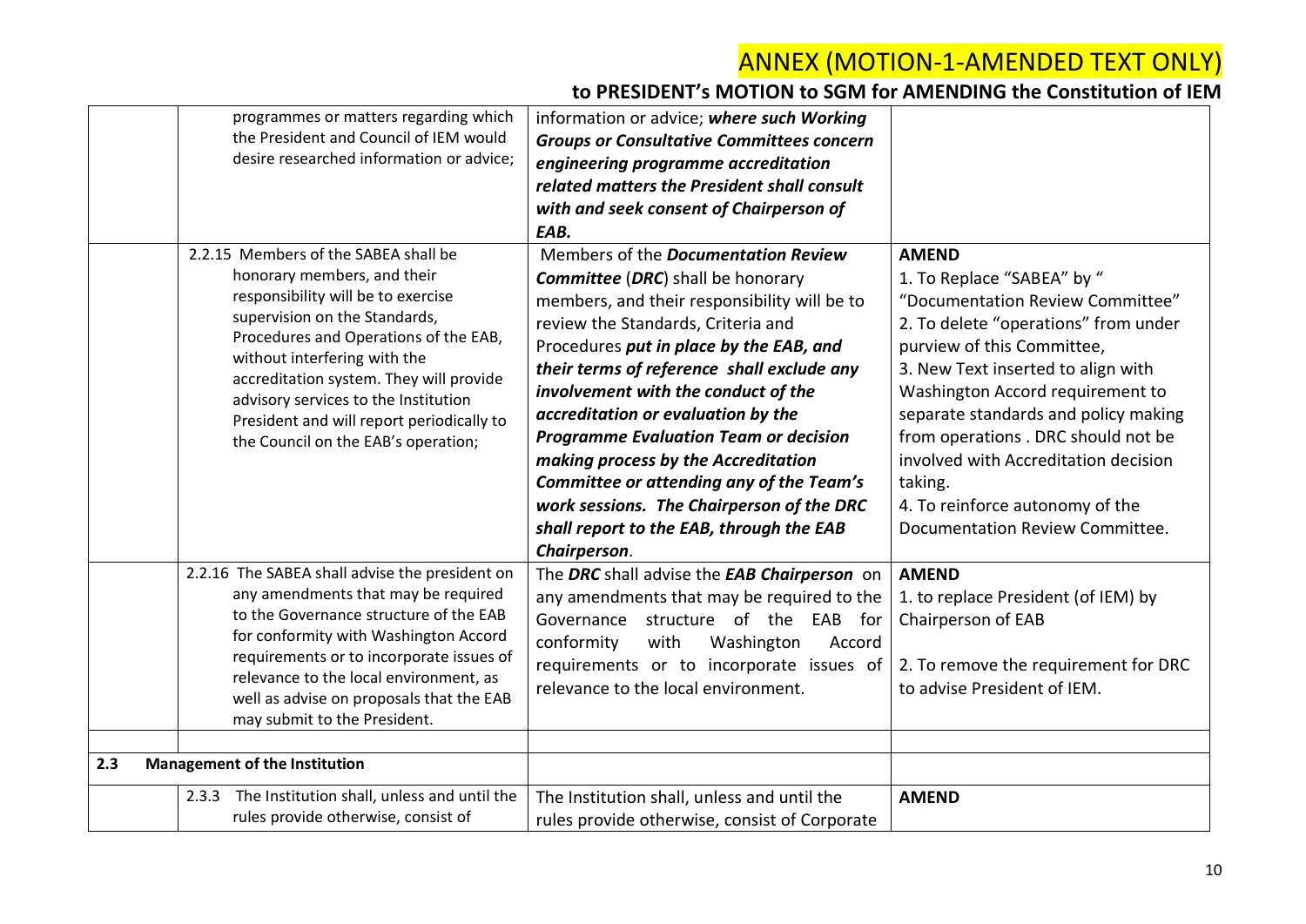# ANNEX (MOTION-1-AMENDED TEXT ONLY)

## to PRESIDENT's MOTION to SGM for AMENDING the Constitution of IEM

| | | | |
|---|---|---|---|
| | programmes or matters regarding which the President and Council of IEM would desire researched information or advice; | information or advice; ***where such Working Groups or Consultative Committees concern engineering programme accreditation related matters the President shall consult with and seek consent of Chairperson of EAB.*** | |
| | 2.2.15 Members of the SABEA shall be honorary members, and their responsibility will be to exercise supervision on the Standards, Procedures and Operations of the EAB, without interfering with the accreditation system. They will provide advisory services to the Institution President and will report periodically to the Council on the EAB's operation; | Members of the ***Documentation Review Committee*** (***DRC***) shall be honorary members, and their responsibility will be to review the Standards, Criteria and Procedures ***put in place by the EAB, and their terms of reference shall exclude any involvement with the conduct of the accreditation or evaluation by the Programme Evaluation Team or decision making process by the Accreditation Committee or attending any of the Team's work sessions. The Chairperson of the DRC shall report to the EAB, through the EAB Chairperson***. | **AMEND**<br>1. To Replace "SABEA" by "Documentation Review Committee"<br>2. To delete "operations" from under purview of this Committee,<br>3. New Text inserted to align with Washington Accord requirement to separate standards and policy making from operations . DRC should not be involved with Accreditation decision taking.<br>4. To reinforce autonomy of the Documentation Review Committee. |
| | 2.2.16 The SABEA shall advise the president on any amendments that may be required to the Governance structure of the EAB for conformity with Washington Accord requirements or to incorporate issues of relevance to the local environment, as well as advise on proposals that the EAB may submit to the President. | The ***DRC*** shall advise the ***EAB Chairperson*** on any amendments that may be required to the Governance structure of the EAB for conformity with Washington Accord requirements or to incorporate issues of relevance to the local environment. | **AMEND**<br>1. to replace President (of IEM) by Chairperson of EAB<br><br>2. To remove the requirement for DRC to advise President of IEM. |
| | | | |
| **2.3** | **Management of the Institution** | | |
| | 2.3.3 The Institution shall, unless and until the rules provide otherwise, consist of | The Institution shall, unless and until the rules provide otherwise, consist of Corporate | **AMEND** |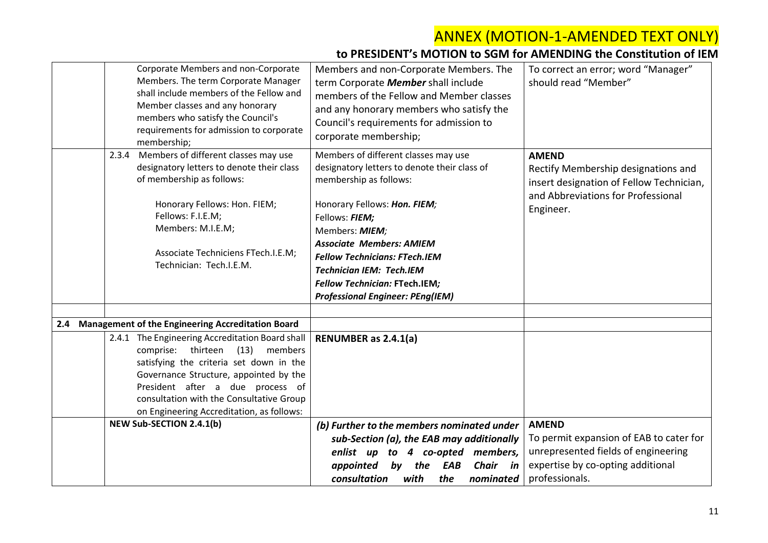# ANNEX (MOTION-1-AMENDED TEXT ONLY)

## to PRESIDENT's MOTION to SGM for AMENDING the Constitution of IEM

| | | | |
|---|---|---|---|
| | Corporate Members and non-Corporate Members. The term Corporate Manager shall include members of the Fellow and Member classes and any honorary members who satisfy the Council's requirements for admission to corporate membership; | Members and non-Corporate Members. The term Corporate ***Member*** shall include members of the Fellow and Member classes and any honorary members who satisfy the Council's requirements for admission to corporate membership; | To correct an error; word "Manager" should read "Member" |
| | 2.3.4 Members of different classes may use designatory letters to denote their class of membership as follows:<br><br>Honorary Fellows: Hon. FIEM;<br>Fellows: F.I.E.M;<br>Members: M.I.E.M;<br><br>Associate Techniciens FTech.I.E.M;<br>Technician: Tech.I.E.M. | Members of different classes may use designatory letters to denote their class of membership as follows:<br><br>Honorary Fellows: ***Hon. FIEM;***<br>Fellows: ***FIEM;***<br>Members: ***MIEM;***<br>***Associate Members: AMIEM***<br>***Fellow Technicians: FTech.IEM***<br>***Technician IEM: Tech.IEM***<br>***Fellow Technician:*** **FTech.IEM*****;***<br>***Professional Engineer: PEng(IEM)*** | **AMEND**<br>Rectify Membership designations and insert designation of Fellow Technician, and Abbreviations for Professional Engineer. |
| | | | |
| **2.4** | **Management of the Engineering Accreditation Board** | | |
| | 2.4.1 The Engineering Accreditation Board shall comprise: thirteen (13) members satisfying the criteria set down in the Governance Structure, appointed by the President after a due process of consultation with the Consultative Group on Engineering Accreditation, as follows: | **RENUMBER as 2.4.1(a)** | |
| | **NEW Sub-SECTION 2.4.1(b)** | ***(b) Further to the members nominated under sub-Section (a), the EAB may additionally enlist up to 4 co-opted members, appointed by the EAB Chair in consultation with the nominated*** | **AMEND**<br>To permit expansion of EAB to cater for unrepresented fields of engineering expertise by co-opting additional professionals. |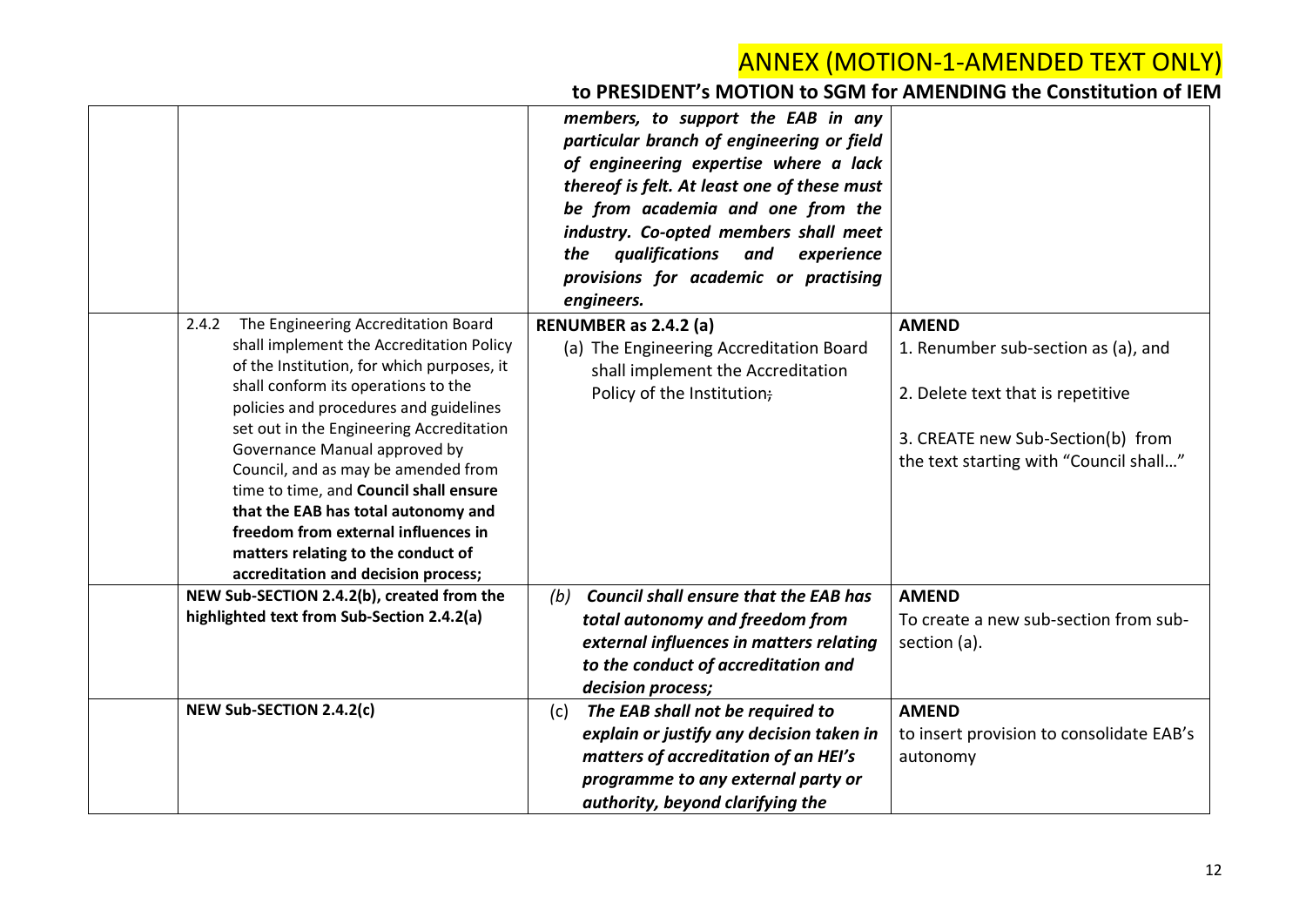## ANNEX (MOTION-1-AMENDED TEXT ONLY)

### to PRESIDENT's MOTION to SGM for AMENDING the Constitution of IEM

| | | | |
|---|---|---|---|
| | | ***members, to support the EAB in any particular branch of engineering or field of engineering expertise where a lack thereof is felt. At least one of these must be from academia and one from the industry. Co-opted members shall meet the qualifications and experience provisions for academic or practising engineers.*** | |
| | 2.4.2 The Engineering Accreditation Board shall implement the Accreditation Policy of the Institution, for which purposes, it shall conform its operations to the policies and procedures and guidelines set out in the Engineering Accreditation Governance Manual approved by Council, and as may be amended from time to time, and **Council shall ensure that the EAB has total autonomy and freedom from external influences in matters relating to the conduct of accreditation and decision process;** | **RENUMBER as 2.4.2 (a)**<br>(a) The Engineering Accreditation Board shall implement the Accreditation Policy of the Institution~~;~~ | **AMEND**<br>1. Renumber sub-section as (a), and<br>2. Delete text that is repetitive<br>3. CREATE new Sub-Section(b) from the text starting with "Council shall…" |
| | **NEW Sub-SECTION 2.4.2(b), created from the highlighted text from Sub-Section 2.4.2(a)** | *(b)* ***Council shall ensure that the EAB has total autonomy and freedom from external influences in matters relating to the conduct of accreditation and decision process;*** | **AMEND**<br>To create a new sub-section from sub-section (a). |
| | **NEW Sub-SECTION 2.4.2(c)** | (c) ***The EAB shall not be required to explain or justify any decision taken in matters of accreditation of an HEI's programme to any external party or authority, beyond clarifying the*** | **AMEND**<br>to insert provision to consolidate EAB's autonomy |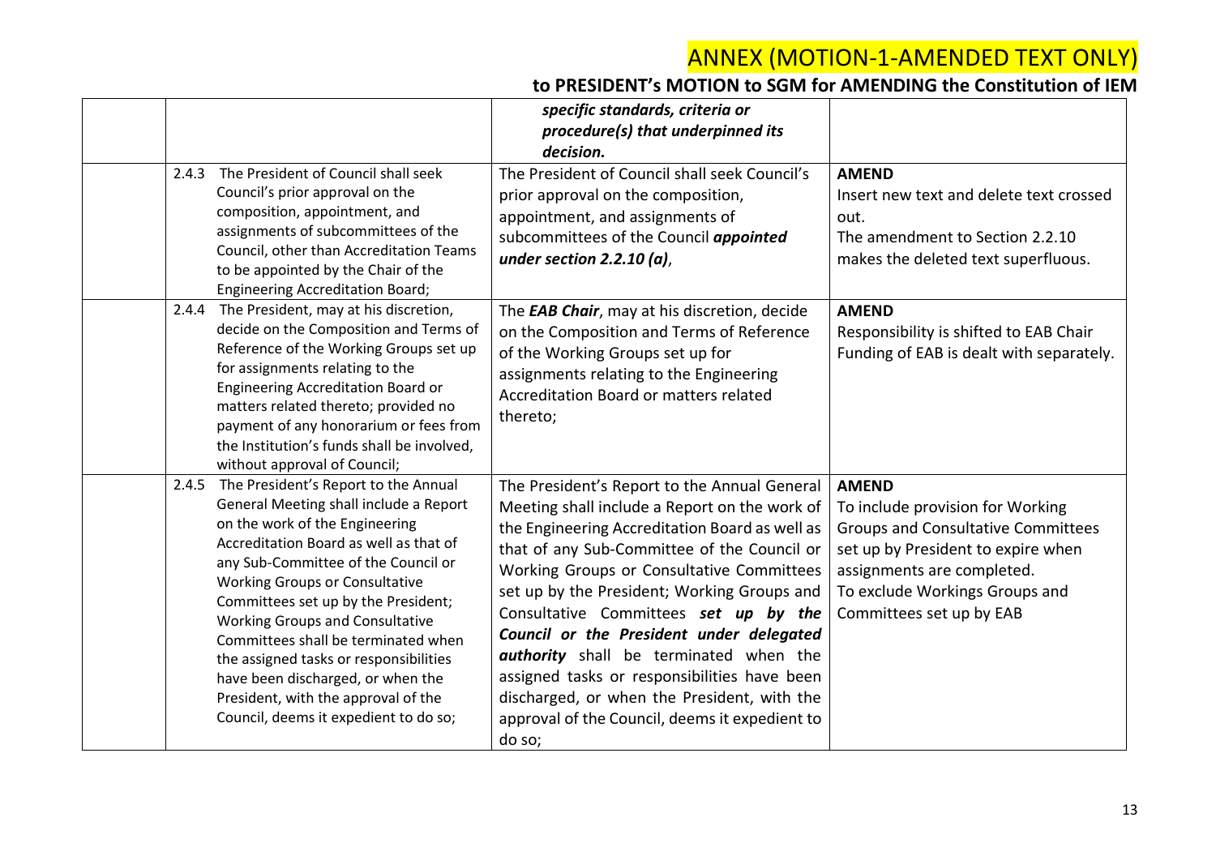# ANNEX (MOTION-1-AMENDED TEXT ONLY)

## to PRESIDENT's MOTION to SGM for AMENDING the Constitution of IEM

| | | | |
|---|---|---|---|
| | | ***specific standards, criteria or procedure(s) that underpinned its decision.*** | |
| | 2.4.3 The President of Council shall seek Council's prior approval on the composition, appointment, and assignments of subcommittees of the Council, other than Accreditation Teams to be appointed by the Chair of the Engineering Accreditation Board; | The President of Council shall seek Council's prior approval on the composition, appointment, and assignments of subcommittees of the Council ***appointed under section 2.2.10 (a)***, | **AMEND** Insert new text and delete text crossed out. The amendment to Section 2.2.10 makes the deleted text superfluous. |
| | 2.4.4 The President, may at his discretion, decide on the Composition and Terms of Reference of the Working Groups set up for assignments relating to the Engineering Accreditation Board or matters related thereto; provided no payment of any honorarium or fees from the Institution's funds shall be involved, without approval of Council; | The ***EAB Chair***, may at his discretion, decide on the Composition and Terms of Reference of the Working Groups set up for assignments relating to the Engineering Accreditation Board or matters related thereto; | **AMEND** Responsibility is shifted to EAB Chair Funding of EAB is dealt with separately. |
| | 2.4.5 The President's Report to the Annual General Meeting shall include a Report on the work of the Engineering Accreditation Board as well as that of any Sub-Committee of the Council or Working Groups or Consultative Committees set up by the President; Working Groups and Consultative Committees shall be terminated when the assigned tasks or responsibilities have been discharged, or when the President, with the approval of the Council, deems it expedient to do so; | The President's Report to the Annual General Meeting shall include a Report on the work of the Engineering Accreditation Board as well as that of any Sub-Committee of the Council or Working Groups or Consultative Committees set up by the President; Working Groups and Consultative Committees ***set up by the Council or the President under delegated authority*** shall be terminated when the assigned tasks or responsibilities have been discharged, or when the President, with the approval of the Council, deems it expedient to do so; | **AMEND** To include provision for Working Groups and Consultative Committees set up by President to expire when assignments are completed. To exclude Workings Groups and Committees set up by EAB |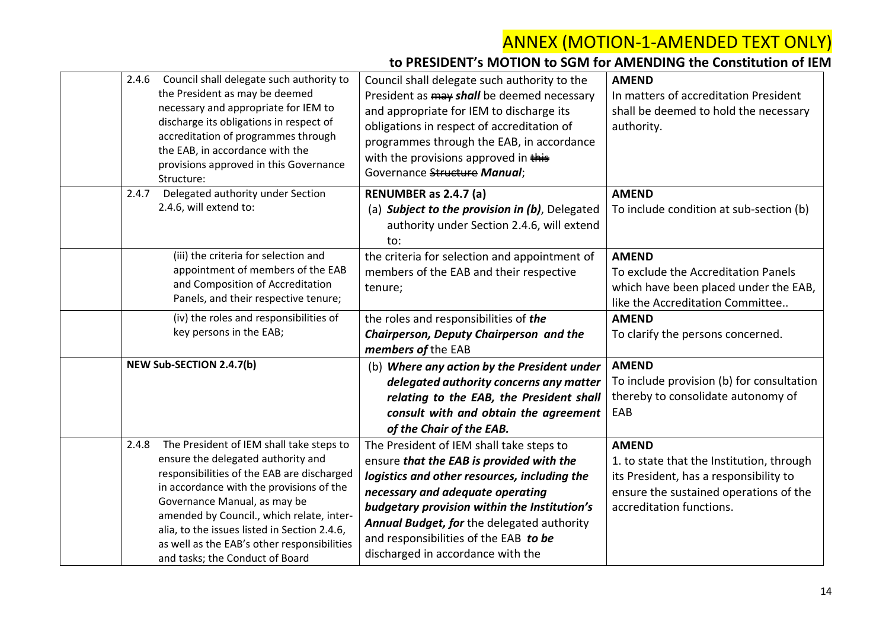# ANNEX (MOTION-1-AMENDED TEXT ONLY)

## to PRESIDENT's MOTION to SGM for AMENDING the Constitution of IEM

| | | | |
|---|---|---|---|
| | 2.4.6 Council shall delegate such authority to the President as may be deemed necessary and appropriate for IEM to discharge its obligations in respect of accreditation of programmes through the EAB, in accordance with the provisions approved in this Governance Structure: | Council shall delegate such authority to the President as ~~may~~ ***shall*** be deemed necessary and appropriate for IEM to discharge its obligations in respect of accreditation of programmes through the EAB, in accordance with the provisions approved in ~~this~~ Governance ~~Structure~~ ***Manual***; | **AMEND** In matters of accreditation President shall be deemed to hold the necessary authority. |
| | 2.4.7 Delegated authority under Section 2.4.6, will extend to: | **RENUMBER as 2.4.7 (a)** (a) ***Subject to the provision in (b)***, Delegated authority under Section 2.4.6, will extend to: | **AMEND** To include condition at sub-section (b) |
| | (iii) the criteria for selection and appointment of members of the EAB and Composition of Accreditation Panels, and their respective tenure; | the criteria for selection and appointment of members of the EAB and their respective tenure; | **AMEND** To exclude the Accreditation Panels which have been placed under the EAB, like the Accreditation Committee.. |
| | (iv) the roles and responsibilities of key persons in the EAB; | the roles and responsibilities of ***the Chairperson, Deputy Chairperson and the members of*** the EAB | **AMEND** To clarify the persons concerned. |
| | **NEW Sub-SECTION 2.4.7(b)** | (b) ***Where any action by the President under delegated authority concerns any matter relating to the EAB, the President shall consult with and obtain the agreement of the Chair of the EAB.*** | **AMEND** To include provision (b) for consultation thereby to consolidate autonomy of EAB |
| | 2.4.8 The President of IEM shall take steps to ensure the delegated authority and responsibilities of the EAB are discharged in accordance with the provisions of the Governance Manual, as may be amended by Council., which relate, inter-alia, to the issues listed in Section 2.4.6, as well as the EAB's other responsibilities and tasks; the Conduct of Board | The President of IEM shall take steps to ensure ***that the EAB is provided with the logistics and other resources, including the necessary and adequate operating budgetary provision within the Institution's Annual Budget, for*** the delegated authority and responsibilities of the EAB ***to be*** discharged in accordance with the | **AMEND** 1. to state that the Institution, through its President, has a responsibility to ensure the sustained operations of the accreditation functions. |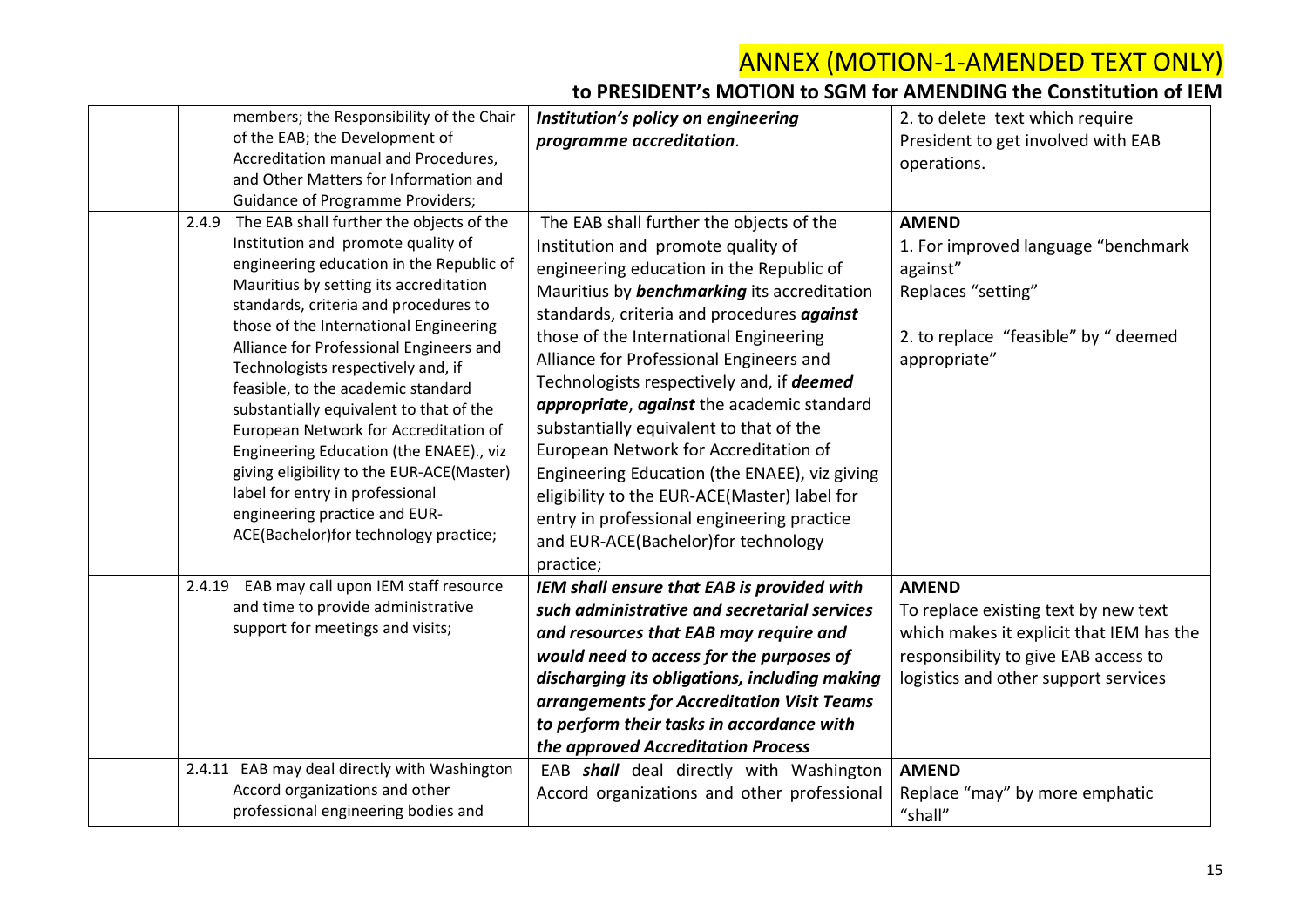# ANNEX (MOTION-1-AMENDED TEXT ONLY)

## to PRESIDENT's MOTION to SGM for AMENDING the Constitution of IEM

| | | | |
|---|---|---|---|
| | members; the Responsibility of the Chair of the EAB; the Development of Accreditation manual and Procedures, and Other Matters for Information and Guidance of Programme Providers; | ***Institution's policy on engineering programme accreditation***. | 2. to delete text which require President to get involved with EAB operations. |
| | 2.4.9 The EAB shall further the objects of the Institution and promote quality of engineering education in the Republic of Mauritius by setting its accreditation standards, criteria and procedures to those of the International Engineering Alliance for Professional Engineers and Technologists respectively and, if feasible, to the academic standard substantially equivalent to that of the European Network for Accreditation of Engineering Education (the ENAEE)., viz giving eligibility to the EUR-ACE(Master) label for entry in professional engineering practice and EUR-ACE(Bachelor)for technology practice; | The EAB shall further the objects of the Institution and promote quality of engineering education in the Republic of Mauritius by ***benchmarking*** its accreditation standards, criteria and procedures ***against*** those of the International Engineering Alliance for Professional Engineers and Technologists respectively and, if ***deemed appropriate***, ***against*** the academic standard substantially equivalent to that of the European Network for Accreditation of Engineering Education (the ENAEE), viz giving eligibility to the EUR-ACE(Master) label for entry in professional engineering practice and EUR-ACE(Bachelor)for technology practice; | **AMEND**<br>1. For improved language "benchmark against" Replaces "setting"<br><br>2. to replace "feasible" by " deemed appropriate" |
| | 2.4.19 EAB may call upon IEM staff resource and time to provide administrative support for meetings and visits; | ***IEM shall ensure that EAB is provided with such administrative and secretarial services and resources that EAB may require and would need to access for the purposes of discharging its obligations, including making arrangements for Accreditation Visit Teams to perform their tasks in accordance with the approved Accreditation Process*** | **AMEND**<br>To replace existing text by new text which makes it explicit that IEM has the responsibility to give EAB access to logistics and other support services |
| | 2.4.11 EAB may deal directly with Washington Accord organizations and other professional engineering bodies and | EAB ***shall*** deal directly with Washington Accord organizations and other professional | **AMEND**<br>Replace "may" by more emphatic "shall" |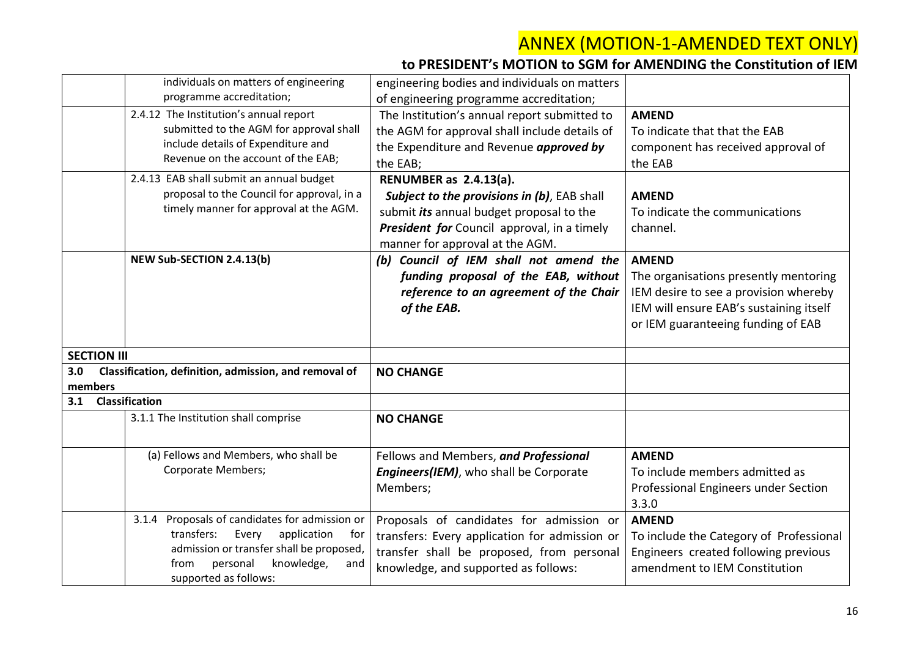# ANNEX (MOTION-1-AMENDED TEXT ONLY)

## to PRESIDENT's MOTION to SGM for AMENDING the Constitution of IEM

| | | | |
|---|---|---|---|
| | individuals on matters of engineering programme accreditation; | engineering bodies and individuals on matters of engineering programme accreditation; | |
| | 2.4.12 The Institution's annual report submitted to the AGM for approval shall include details of Expenditure and Revenue on the account of the EAB; | The Institution's annual report submitted to the AGM for approval shall include details of the Expenditure and Revenue ***approved by*** the EAB; | **AMEND** To indicate that that the EAB component has received approval of the EAB |
| | 2.4.13 EAB shall submit an annual budget proposal to the Council for approval, in a timely manner for approval at the AGM. | **RENUMBER as 2.4.13(a).** ***Subject to the provisions in (b)***, EAB shall submit ***its*** annual budget proposal to the ***President for*** Council approval, in a timely manner for approval at the AGM. | **AMEND** To indicate the communications channel. |
| | **NEW Sub-SECTION 2.4.13(b)** | ***(b) Council of IEM shall not amend the funding proposal of the EAB, without reference to an agreement of the Chair of the EAB.*** | **AMEND** The organisations presently mentoring IEM desire to see a provision whereby IEM will ensure EAB's sustaining itself or IEM guaranteeing funding of EAB |
| **SECTION III** | | | |
| **3.0 Classification, definition, admission, and removal of members** | | **NO CHANGE** | |
| **3.1 Classification** | | | |
| | 3.1.1 The Institution shall comprise | **NO CHANGE** | |
| | (a) Fellows and Members, who shall be Corporate Members; | Fellows and Members, ***and Professional Engineers(IEM)***, who shall be Corporate Members; | **AMEND** To include members admitted as Professional Engineers under Section 3.3.0 |
| | 3.1.4 Proposals of candidates for admission or transfers: Every application for admission or transfer shall be proposed, from personal knowledge, and supported as follows: | Proposals of candidates for admission or transfers: Every application for admission or transfer shall be proposed, from personal knowledge, and supported as follows: | **AMEND** To include the Category of Professional Engineers created following previous amendment to IEM Constitution |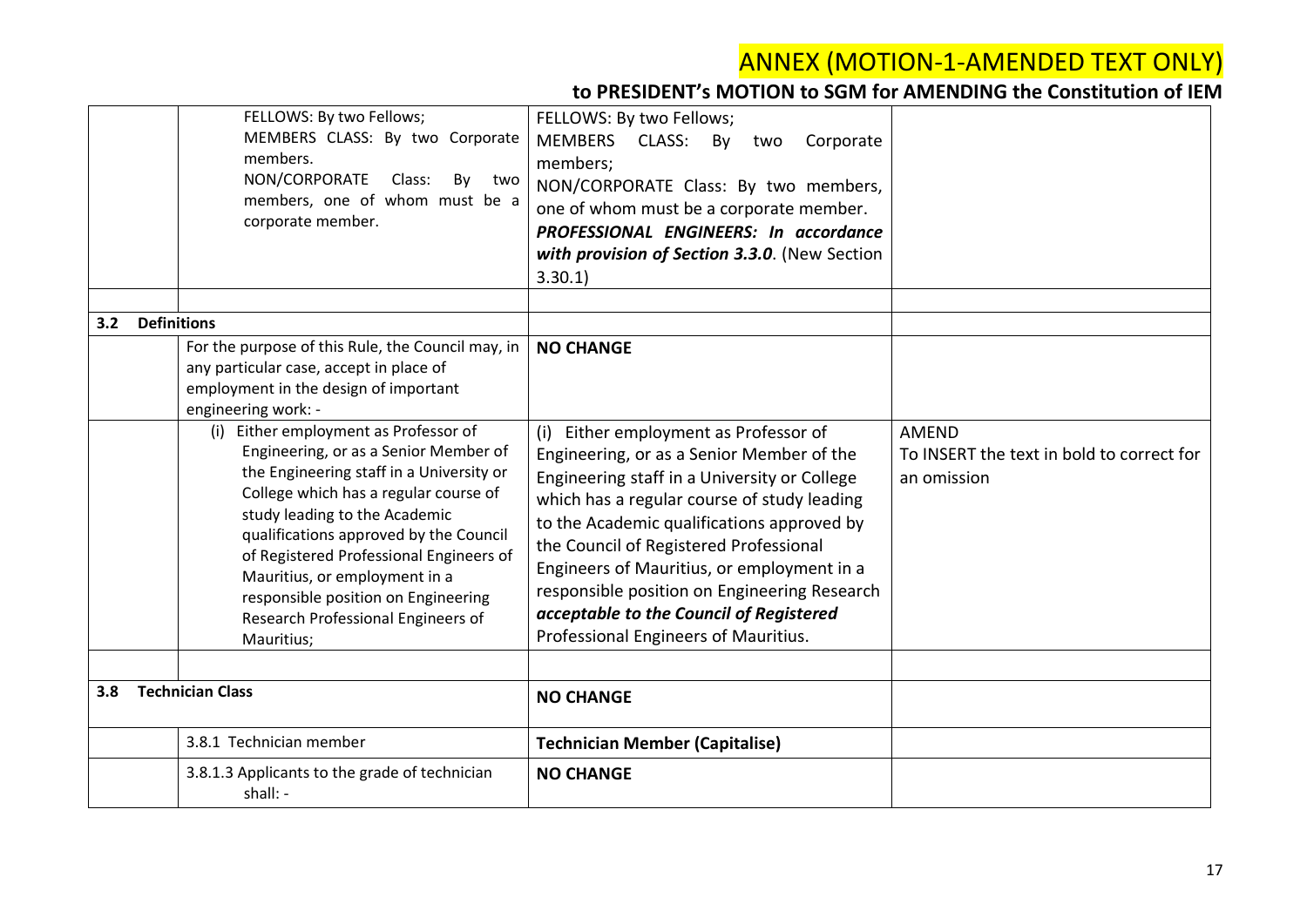# ANNEX (MOTION-1-AMENDED TEXT ONLY)

## to PRESIDENT's MOTION to SGM for AMENDING the Constitution of IEM

| | | | |
|---|---|---|---|
| | FELLOWS: By two Fellows;<br>MEMBERS CLASS: By two Corporate members.<br>NON/CORPORATE Class: By two members, one of whom must be a corporate member. | FELLOWS: By two Fellows;<br>MEMBERS CLASS: By two Corporate members;<br>NON/CORPORATE Class: By two members, one of whom must be a corporate member.<br>***PROFESSIONAL ENGINEERS: In accordance with provision of Section 3.3.0***. (New Section 3.30.1) | |
| | | | |
| **3.2 Definitions** | | | |
| | For the purpose of this Rule, the Council may, in any particular case, accept in place of employment in the design of important engineering work: - | **NO CHANGE** | |
| | (i) Either employment as Professor of Engineering, or as a Senior Member of the Engineering staff in a University or College which has a regular course of study leading to the Academic qualifications approved by the Council of Registered Professional Engineers of Mauritius, or employment in a responsible position on Engineering Research Professional Engineers of Mauritius; | (i) Either employment as Professor of Engineering, or as a Senior Member of the Engineering staff in a University or College which has a regular course of study leading to the Academic qualifications approved by the Council of Registered Professional Engineers of Mauritius, or employment in a responsible position on Engineering Research ***acceptable to the Council of Registered*** Professional Engineers of Mauritius. | AMEND<br>To INSERT the text in bold to correct for an omission |
| | | | |
| **3.8 Technician Class** | | **NO CHANGE** | |
| | 3.8.1 Technician member | **Technician Member (Capitalise)** | |
| | 3.8.1.3 Applicants to the grade of technician shall: - | **NO CHANGE** | |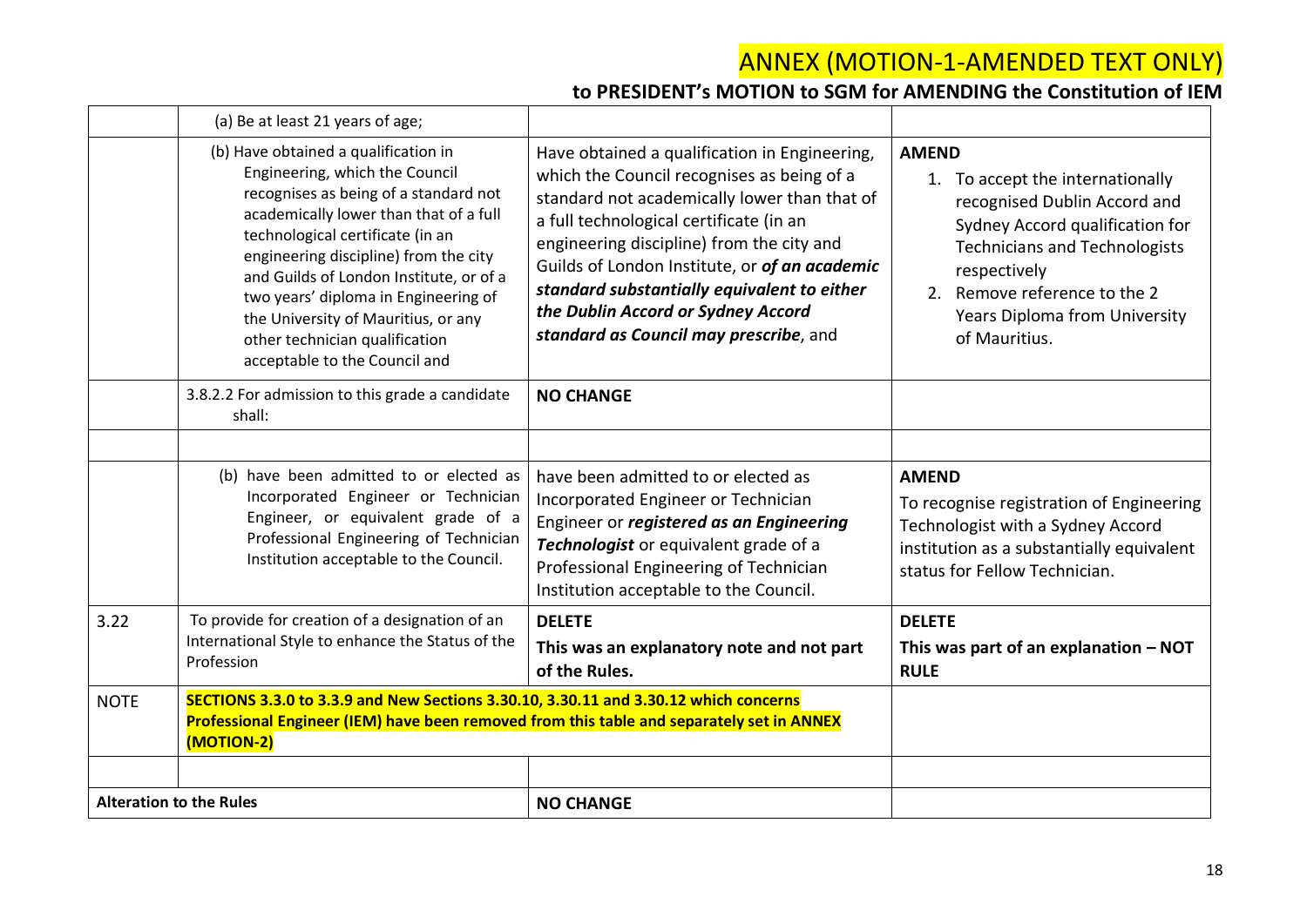# ANNEX (MOTION-1-AMENDED TEXT ONLY)

## to PRESIDENT's MOTION to SGM for AMENDING the Constitution of IEM

| | | | |
|---|---|---|---|
| | (a) Be at least 21 years of age; | | |
| | (b) Have obtained a qualification in Engineering, which the Council recognises as being of a standard not academically lower than that of a full technological certificate (in an engineering discipline) from the city and Guilds of London Institute, or of a two years' diploma in Engineering of the University of Mauritius, or any other technician qualification acceptable to the Council and | Have obtained a qualification in Engineering, which the Council recognises as being of a standard not academically lower than that of a full technological certificate (in an engineering discipline) from the city and Guilds of London Institute, or ***of an academic standard substantially equivalent to either the Dublin Accord or Sydney Accord standard as Council may prescribe***, and | **AMEND**<br>1. To accept the internationally recognised Dublin Accord and Sydney Accord qualification for Technicians and Technologists respectively<br>2. Remove reference to the 2 Years Diploma from University of Mauritius. |
| | 3.8.2.2 For admission to this grade a candidate shall: | **NO CHANGE** | |
| | | | |
| | (b) have been admitted to or elected as Incorporated Engineer or Technician Engineer, or equivalent grade of a Professional Engineering of Technician Institution acceptable to the Council. | have been admitted to or elected as Incorporated Engineer or Technician Engineer or ***registered as an Engineering Technologist*** or equivalent grade of a Professional Engineering of Technician Institution acceptable to the Council. | **AMEND**<br>To recognise registration of Engineering Technologist with a Sydney Accord institution as a substantially equivalent status for Fellow Technician. |
| 3.22 | To provide for creation of a designation of an International Style to enhance the Status of the Profession | **DELETE**<br>**This was an explanatory note and not part of the Rules.** | **DELETE**<br>**This was part of an explanation – NOT RULE** |
| NOTE | **SECTIONS 3.3.0 to 3.3.9 and New Sections 3.30.10, 3.30.11 and 3.30.12 which concerns Professional Engineer (IEM) have been removed from this table and separately set in ANNEX (MOTION-2)** | | |
| | | | |
| **Alteration to the Rules** | | **NO CHANGE** | |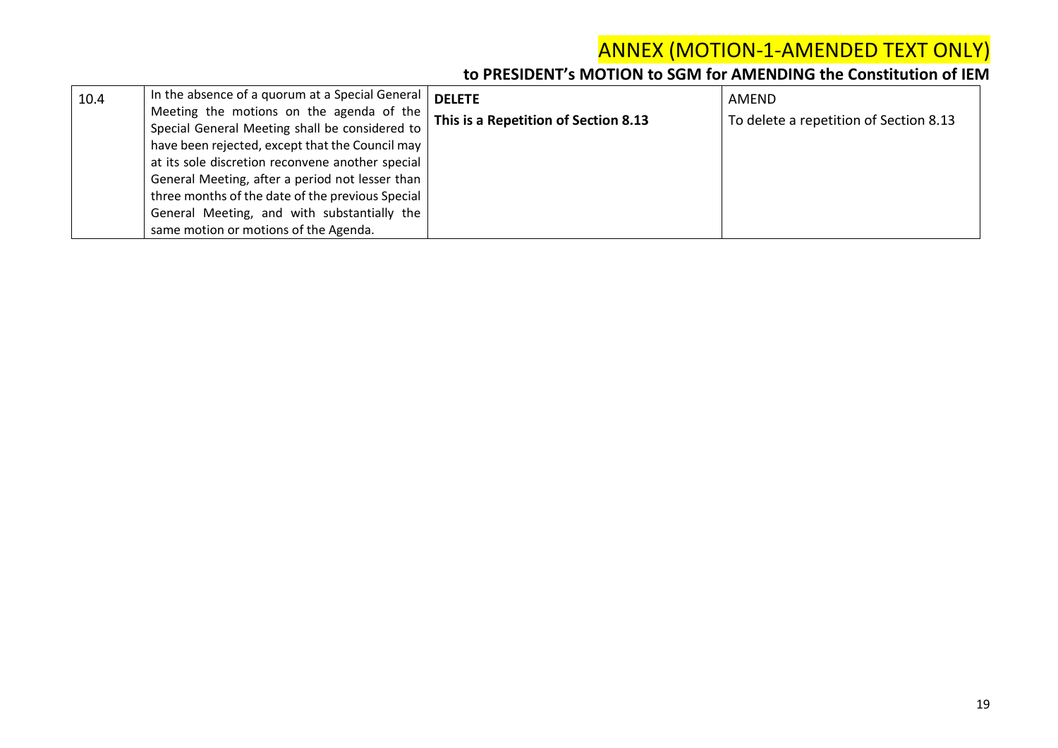# ANNEX (MOTION-1-AMENDED TEXT ONLY)

## to PRESIDENT's MOTION to SGM for AMENDING the Constitution of IEM

| | | | |
|---|---|---|---|
| 10.4 | In the absence of a quorum at a Special General Meeting the motions on the agenda of the Special General Meeting shall be considered to have been rejected, except that the Council may at its sole discretion reconvene another special General Meeting, after a period not lesser than three months of the date of the previous Special General Meeting, and with substantially the same motion or motions of the Agenda. | **DELETE**<br>**This is a Repetition of Section 8.13** | AMEND<br>To delete a repetition of Section 8.13 |